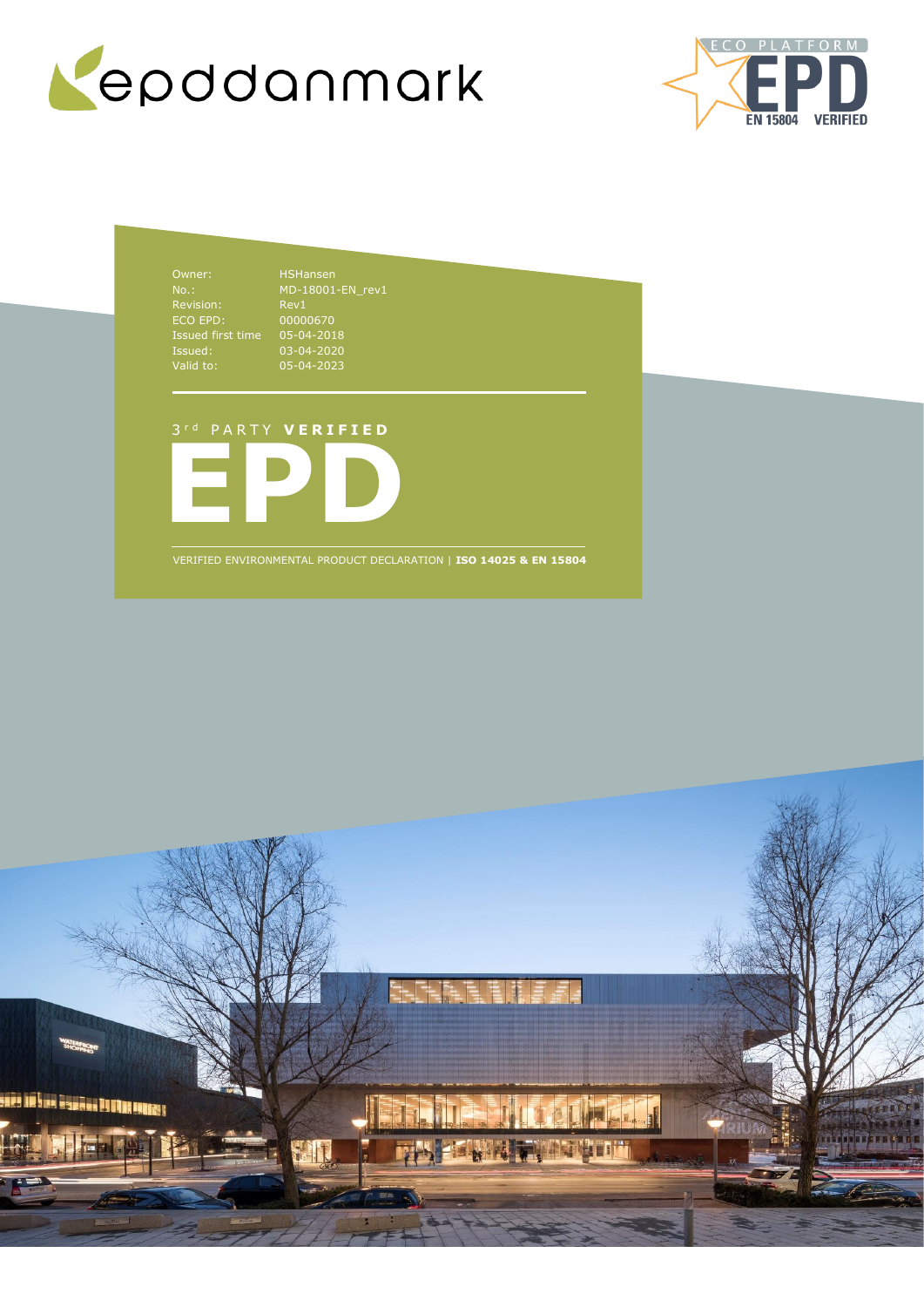epddanmark

ECO PLATFORM EPD EN 15804 VERIFIED

| | |
|---|---|
| Owner: | HSHansen |
| No.: | MD-18001-EN_rev1 |
| Revision: | Rev1 |
| ECO EPD: | 00000670 |
| Issued first time | 05-04-2018 |
| Issued: | 03-04-2020 |
| Valid to: | 05-04-2023 |

3rd PARTY **VERIFIED**

# EPD

VERIFIED ENVIRONMENTAL PRODUCT DECLARATION | **ISO 14025 & EN 15804**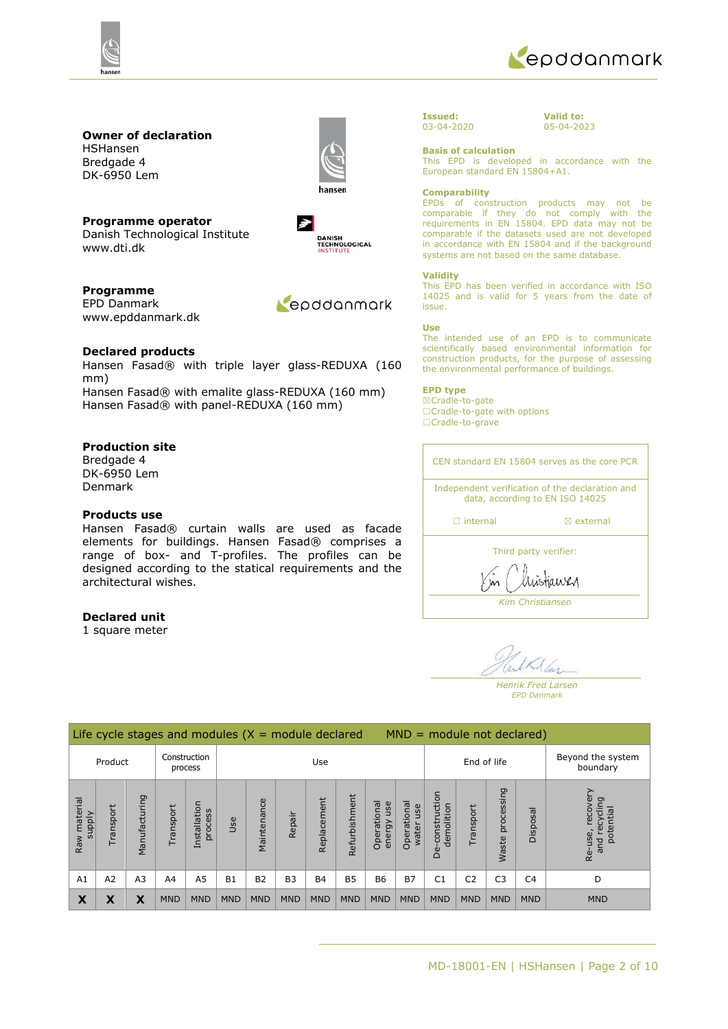**Owner of declaration**
HSHansen
Bredgade 4
DK-6950 Lem

**Programme operator**
Danish Technological Institute
www.dti.dk

**Programme**
EPD Danmark
www.epddanmark.dk

**Declared products**
Hansen Fasad® with triple layer glass-REDUXA (160 mm)
Hansen Fasad® with emalite glass-REDUXA (160 mm)
Hansen Fasad® with panel-REDUXA (160 mm)

**Production site**
Bredgade 4
DK-6950 Lem
Denmark

**Products use**
Hansen Fasad® curtain walls are used as facade elements for buildings. Hansen Fasad® comprises a range of box- and T-profiles. The profiles can be designed according to the statical requirements and the architectural wishes.

**Declared unit**
1 square meter

**Issued:**
03-04-2020

**Valid to:**
05-04-2023

**Basis of calculation**
This EPD is developed in accordance with the European standard EN 15804+A1.

**Comparability**
EPDs of construction products may not be comparable if they do not comply with the requirements in EN 15804. EPD data may not be comparable if the datasets used are not developed in accordance with EN 15804 and if the background systems are not based on the same database.

**Validity**
This EPD has been verified in accordance with ISO 14025 and is valid for 5 years from the date of issue.

**Use**
The intended use of an EPD is to communicate scientifically based environmental information for construction products, for the purpose of assessing the environmental performance of buildings.

**EPD type**
☒Cradle-to-gate
☐Cradle-to-gate with options
☐Cradle-to-grave

CEN standard EN 15804 serves as the core PCR

Independent verification of the declaration and data, according to EN ISO 14025

☐ internal ☒ external

Third party verifier:

*Kim Christiansen*

*Henrik Fred Larsen*
*EPD Danmark*

| Life cycle stages and modules (X = module declared MND = module not declared) | | | | | | | | | | | | | | | | |
|---|---|---|---|---|---|---|---|---|---|---|---|---|---|---|---|---|
| Product | | | Construction process | | Use | | | | | | | End of life | | | | Beyond the system boundary |
| Raw material supply | Transport | Manufacturing | Transport | Installation process | Use | Maintenance | Repair | Replacement | Refurbishment | Operational energy use | Operational water use | De-construction demolition | Transport | Waste processing | Disposal | Re-use, recovery and recycling potential |
| A1 | A2 | A3 | A4 | A5 | B1 | B2 | B3 | B4 | B5 | B6 | B7 | C1 | C2 | C3 | C4 | D |
| **X** | **X** | **X** | MND | MND | MND | MND | MND | MND | MND | MND | MND | MND | MND | MND | MND | MND |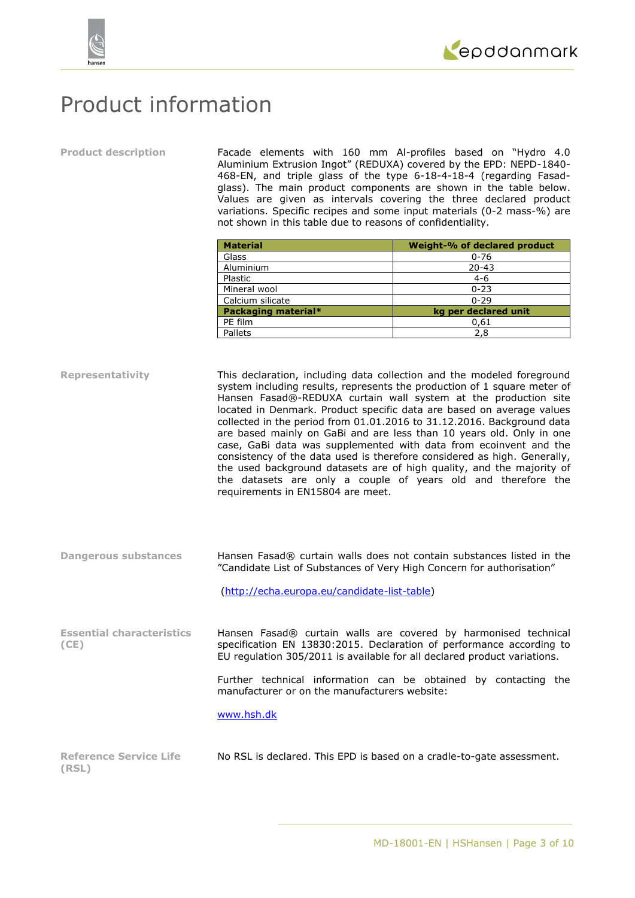# Product information

**Product description**

Facade elements with 160 mm Al-profiles based on "Hydro 4.0 Aluminium Extrusion Ingot" (REDUXA) covered by the EPD: NEPD-1840-468-EN, and triple glass of the type 6-18-4-18-4 (regarding Fasad-glass). The main product components are shown in the table below. Values are given as intervals covering the three declared product variations. Specific recipes and some input materials (0-2 mass-%) are not shown in this table due to reasons of confidentiality.

| Material | Weight-% of declared product |
|---|---|
| Glass | 0-76 |
| Aluminium | 20-43 |
| Plastic | 4-6 |
| Mineral wool | 0-23 |
| Calcium silicate | 0-29 |
| **Packaging material*** | **kg per declared unit** |
| PE film | 0,61 |
| Pallets | 2,8 |

**Representativity**

This declaration, including data collection and the modeled foreground system including results, represents the production of 1 square meter of Hansen Fasad®-REDUXA curtain wall system at the production site located in Denmark. Product specific data are based on average values collected in the period from 01.01.2016 to 31.12.2016. Background data are based mainly on GaBi and are less than 10 years old. Only in one case, GaBi data was supplemented with data from ecoinvent and the consistency of the data used is therefore considered as high. Generally, the used background datasets are of high quality, and the majority of the datasets are only a couple of years old and therefore the requirements in EN15804 are meet.

**Dangerous substances**

Hansen Fasad® curtain walls does not contain substances listed in the "Candidate List of Substances of Very High Concern for authorisation"

(http://echa.europa.eu/candidate-list-table)

**Essential characteristics (CE)**

Hansen Fasad® curtain walls are covered by harmonised technical specification EN 13830:2015. Declaration of performance according to EU regulation 305/2011 is available for all declared product variations.

Further technical information can be obtained by contacting the manufacturer or on the manufacturers website:

www.hsh.dk

**Reference Service Life (RSL)**

No RSL is declared. This EPD is based on a cradle-to-gate assessment.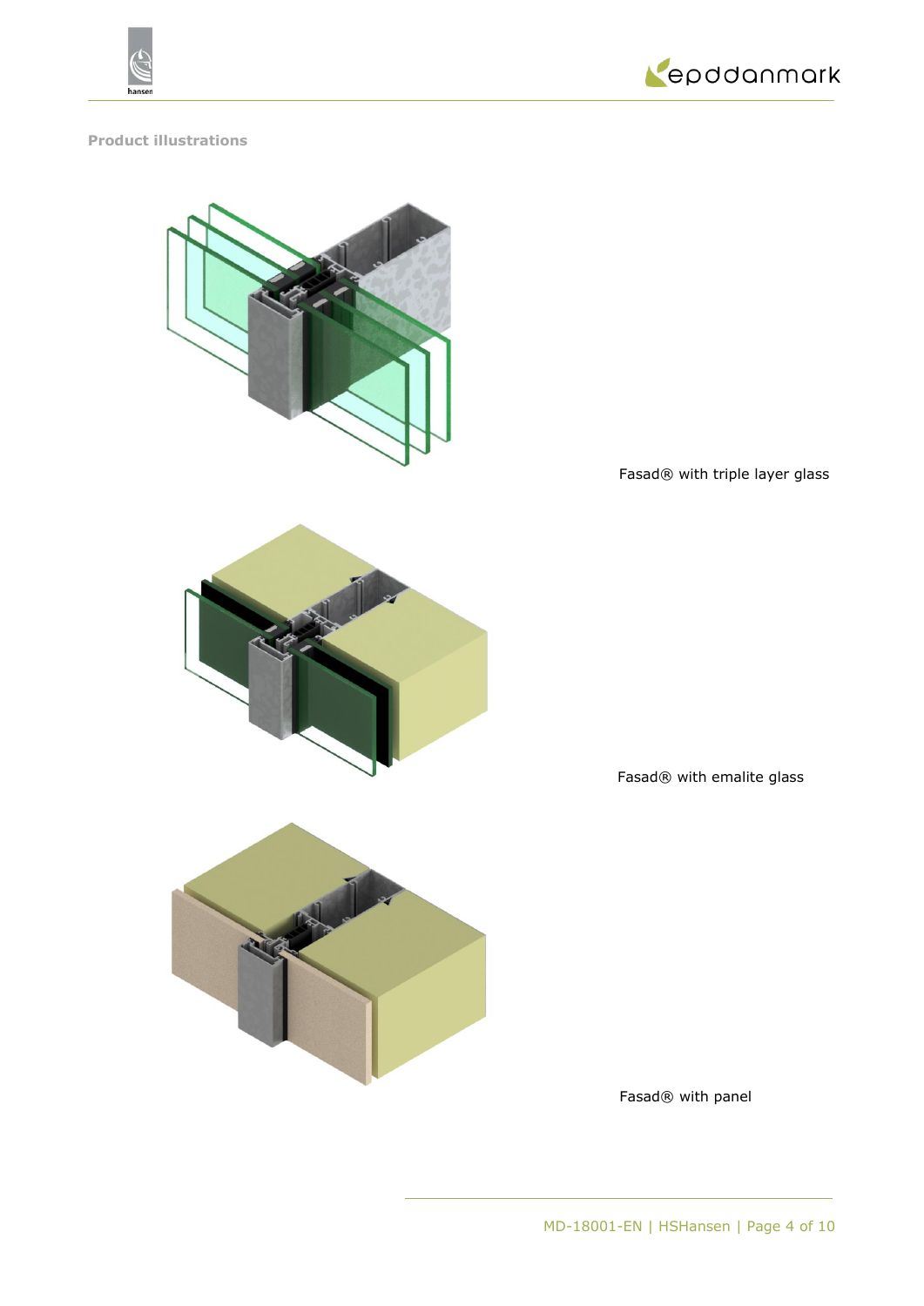**Product illustrations**

Fasad® with triple layer glass

Fasad® with emalite glass

Fasad® with panel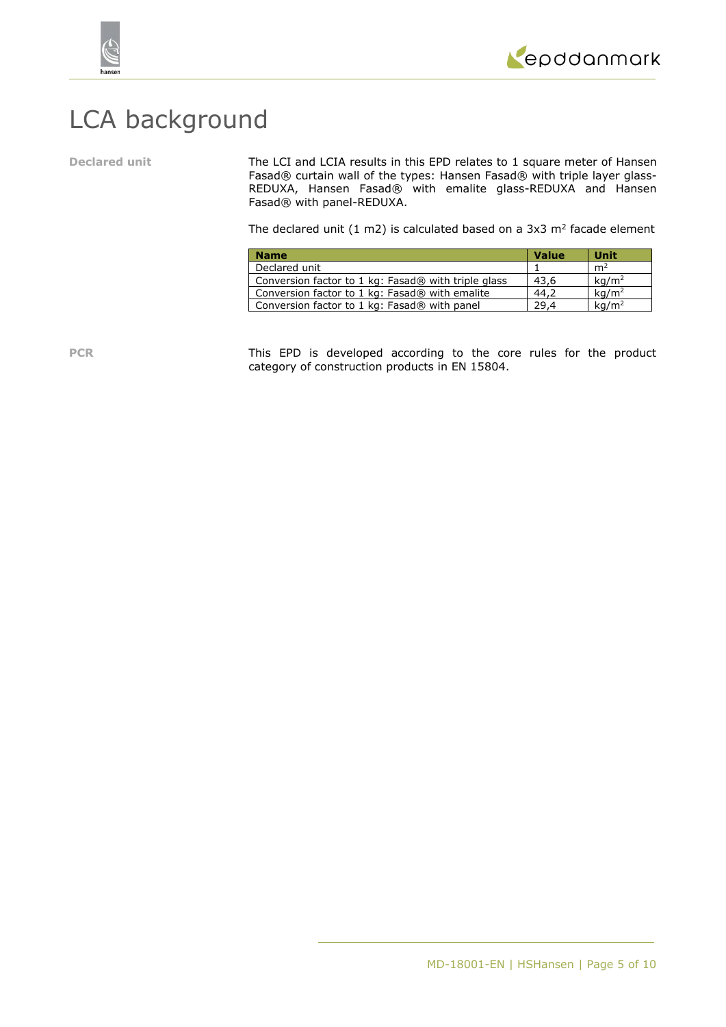# LCA background

**Declared unit**

The LCI and LCIA results in this EPD relates to 1 square meter of Hansen Fasad® curtain wall of the types: Hansen Fasad® with triple layer glass-REDUXA, Hansen Fasad® with emalite glass-REDUXA and Hansen Fasad® with panel-REDUXA.

The declared unit (1 m2) is calculated based on a 3x3 $m^2$ facade element

| Name | Value | Unit |
|---|---|---|
| Declared unit | 1 | $m^2$ |
| Conversion factor to 1 kg: Fasad® with triple glass | 43,6 | $kg/m^2$ |
| Conversion factor to 1 kg: Fasad® with emalite | 44,2 | $kg/m^2$ |
| Conversion factor to 1 kg: Fasad® with panel | 29,4 | $kg/m^2$ |

**PCR**

This EPD is developed according to the core rules for the product category of construction products in EN 15804.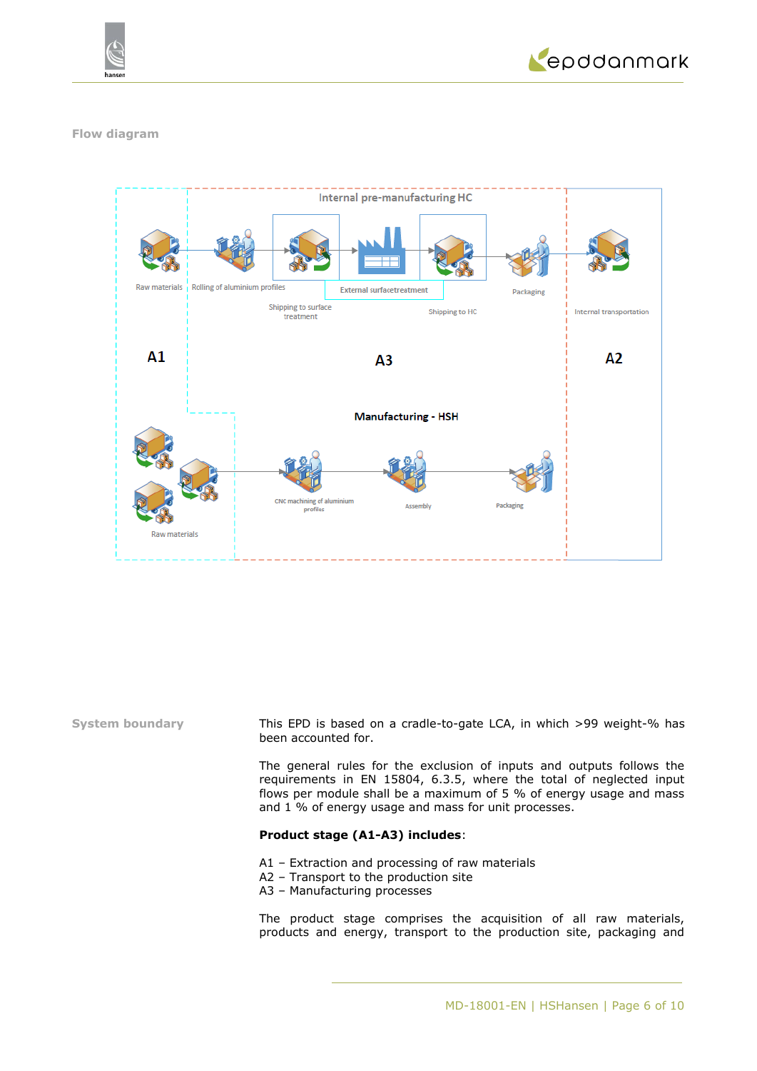## Flow diagram

Internal pre-manufacturing HC

Raw materials | Rolling of aluminium profiles | Shipping to surface treatment | External surfacetreatment | Shipping to HC | Packaging | Internal transportation

A1 | A3 | A2

Manufacturing - HSH

Raw materials | CNC machining of aluminium profiles | Assembly | Packaging

## System boundary

This EPD is based on a cradle-to-gate LCA, in which >99 weight-% has been accounted for.

The general rules for the exclusion of inputs and outputs follows the requirements in EN 15804, 6.3.5, where the total of neglected input flows per module shall be a maximum of 5 % of energy usage and mass and 1 % of energy usage and mass for unit processes.

**Product stage (A1-A3) includes**:

A1 – Extraction and processing of raw materials
A2 – Transport to the production site
A3 – Manufacturing processes

The product stage comprises the acquisition of all raw materials, products and energy, transport to the production site, packaging and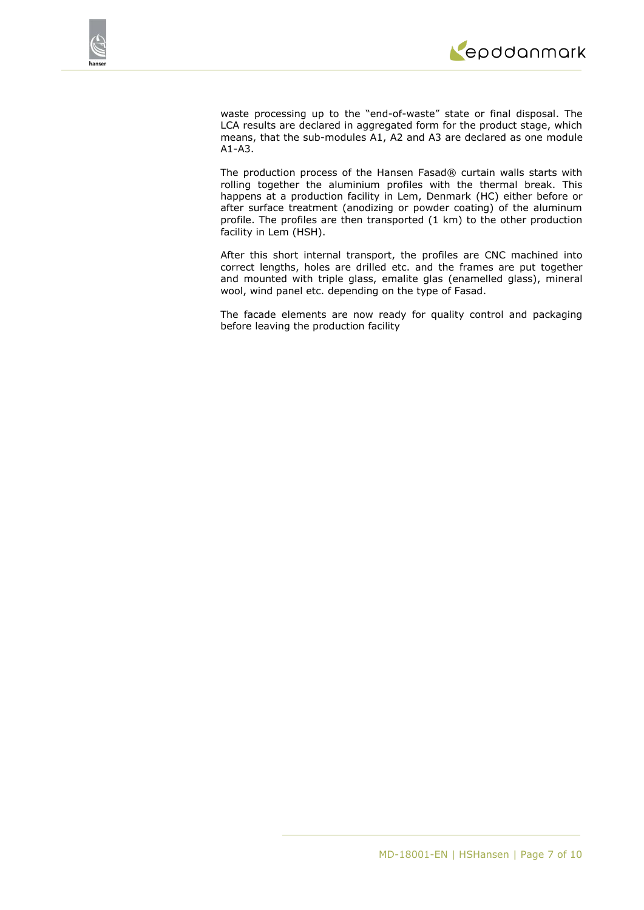waste processing up to the "end-of-waste" state or final disposal. The LCA results are declared in aggregated form for the product stage, which means, that the sub-modules A1, A2 and A3 are declared as one module A1-A3.

The production process of the Hansen Fasad® curtain walls starts with rolling together the aluminium profiles with the thermal break. This happens at a production facility in Lem, Denmark (HC) either before or after surface treatment (anodizing or powder coating) of the aluminum profile. The profiles are then transported (1 km) to the other production facility in Lem (HSH).

After this short internal transport, the profiles are CNC machined into correct lengths, holes are drilled etc. and the frames are put together and mounted with triple glass, emalite glas (enamelled glass), mineral wool, wind panel etc. depending on the type of Fasad.

The facade elements are now ready for quality control and packaging before leaving the production facility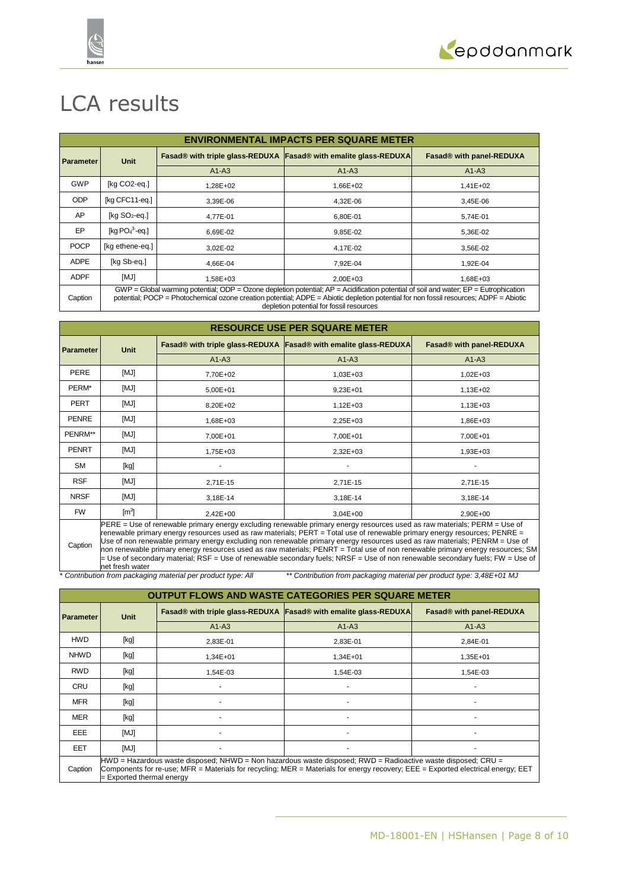# LCA results

| ENVIRONMENTAL IMPACTS PER SQUARE METER | | | | |
|---|---|---|---|---|
| Parameter | Unit | Fasad® with triple glass-REDUXA | Fasad® with emalite glass-REDUXA | Fasad® with panel-REDUXA |
| | | A1-A3 | A1-A3 | A1-A3 |
| GWP | [kg CO2-eq.] | 1,28E+02 | 1,66E+02 | 1,41E+02 |
| ODP | [kg CFC11-eq.] | 3,39E-06 | 4,32E-06 | 3,45E-06 |
| AP | [kg $SO_2$-eq.] | 4,77E-01 | 6,80E-01 | 5,74E-01 |
| EP | [kg $PO_4^{3-}$-eq.] | 6,69E-02 | 9,85E-02 | 5,36E-02 |
| POCP | [kg ethene-eq.] | 3,02E-02 | 4,17E-02 | 3,56E-02 |
| ADPE | [kg Sb-eq.] | 4,66E-04 | 7,92E-04 | 1,92E-04 |
| ADPF | [MJ] | 1,58E+03 | 2,00E+03 | 1,68E+03 |
| Caption | GWP = Global warming potential; ODP = Ozone depletion potential; AP = Acidification potential of soil and water; EP = Eutrophication potential; POCP = Photochemical ozone creation potential; ADPE = Abiotic depletion potential for non fossil resources; ADPF = Abiotic depletion potential for fossil resources | | | |

| RESOURCE USE PER SQUARE METER | | | | |
|---|---|---|---|---|
| Parameter | Unit | Fasad® with triple glass-REDUXA | Fasad® with emalite glass-REDUXA | Fasad® with panel-REDUXA |
| | | A1-A3 | A1-A3 | A1-A3 |
| PERE | [MJ] | 7,70E+02 | 1,03E+03 | 1,02E+03 |
| PERM* | [MJ] | 5,00E+01 | 9,23E+01 | 1,13E+02 |
| PERT | [MJ] | 8,20E+02 | 1,12E+03 | 1,13E+03 |
| PENRE | [MJ] | 1,68E+03 | 2,25E+03 | 1,86E+03 |
| PENRM** | [MJ] | 7,00E+01 | 7,00E+01 | 7,00E+01 |
| PENRT | [MJ] | 1,75E+03 | 2,32E+03 | 1,93E+03 |
| SM | [kg] | - | - | - |
| RSF | [MJ] | 2,71E-15 | 2,71E-15 | 2,71E-15 |
| NRSF | [MJ] | 3,18E-14 | 3,18E-14 | 3,18E-14 |
| FW | [$m^3$] | 2,42E+00 | 3,04E+00 | 2,90E+00 |
| Caption | PERE = Use of renewable primary energy excluding renewable primary energy resources used as raw materials; PERM = Use of renewable primary energy resources used as raw materials; PERT = Total use of renewable primary energy resources; PENRE = Use of non renewable primary energy excluding non renewable primary energy resources used as raw materials; PENRM = Use of non renewable primary energy resources used as raw materials; PENRT = Total use of non renewable primary energy resources; SM = Use of secondary material; RSF = Use of renewable secondary fuels; NRSF = Use of non renewable secondary fuels; FW = Use of net fresh water | | | |

*\* Contribution from packaging material per product type: All*  *\*\* Contribution from packaging material per product type: 3,48E+01 MJ*

| OUTPUT FLOWS AND WASTE CATEGORIES PER SQUARE METER | | | | |
|---|---|---|---|---|
| Parameter | Unit | Fasad® with triple glass-REDUXA | Fasad® with emalite glass-REDUXA | Fasad® with panel-REDUXA |
| | | A1-A3 | A1-A3 | A1-A3 |
| HWD | [kg] | 2,83E-01 | 2,83E-01 | 2,84E-01 |
| NHWD | [kg] | 1,34E+01 | 1,34E+01 | 1,35E+01 |
| RWD | [kg] | 1,54E-03 | 1,54E-03 | 1,54E-03 |
| CRU | [kg] | - | - | - |
| MFR | [kg] | - | - | - |
| MER | [kg] | - | - | - |
| EEE | [MJ] | - | - | - |
| EET | [MJ] | - | - | - |
| Caption | HWD = Hazardous waste disposed; NHWD = Non hazardous waste disposed; RWD = Radioactive waste disposed; CRU = Components for re-use; MFR = Materials for recycling; MER = Materials for energy recovery; EEE = Exported electrical energy; EET = Exported thermal energy | | | |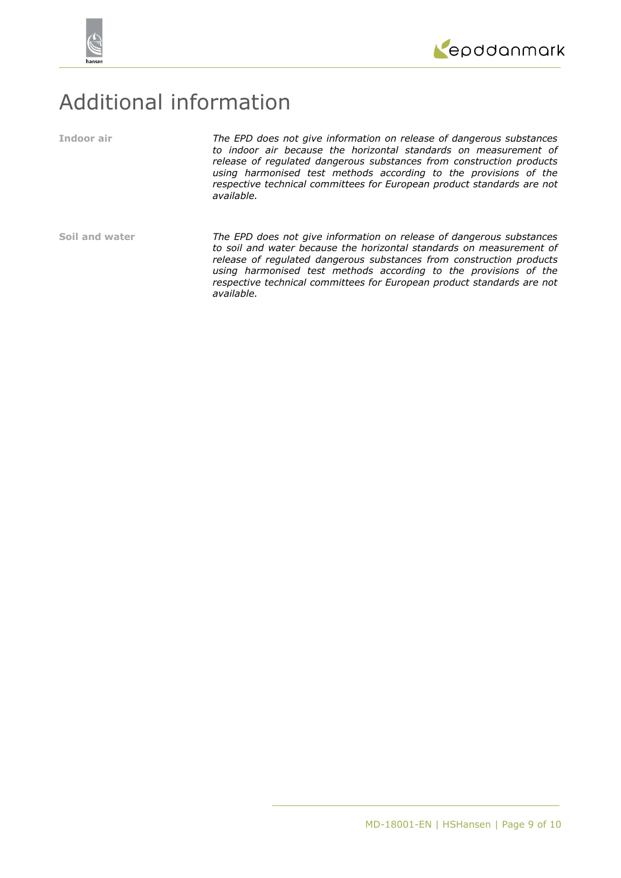# Additional information

**Indoor air**

*The EPD does not give information on release of dangerous substances to indoor air because the horizontal standards on measurement of release of regulated dangerous substances from construction products using harmonised test methods according to the provisions of the respective technical committees for European product standards are not available.*

**Soil and water**

*The EPD does not give information on release of dangerous substances to soil and water because the horizontal standards on measurement of release of regulated dangerous substances from construction products using harmonised test methods according to the provisions of the respective technical committees for European product standards are not available.*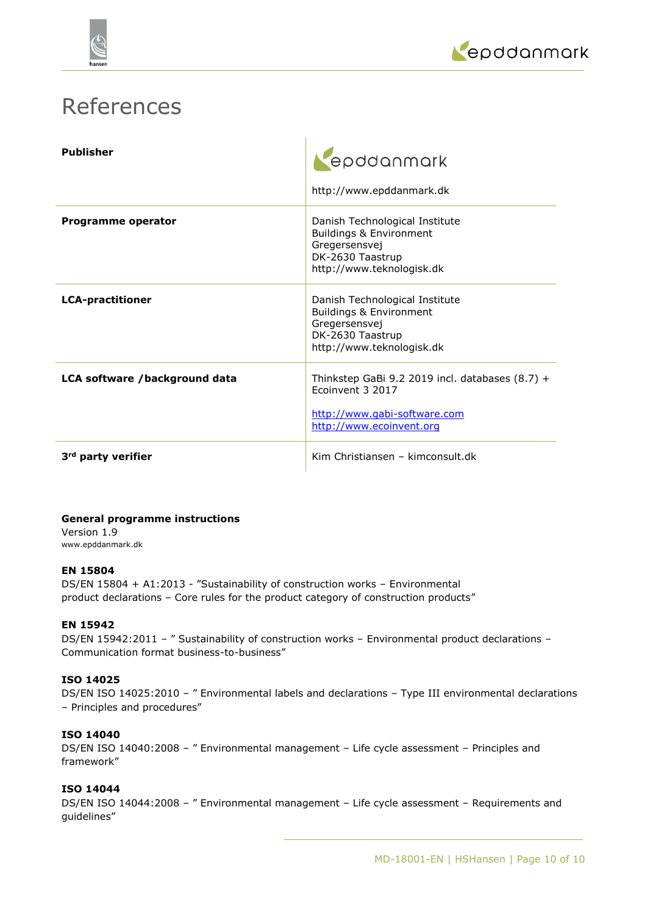# References

| | |
|---|---|
| **Publisher** | epddanmark<br>http://www.epddanmark.dk |
| **Programme operator** | Danish Technological Institute<br>Buildings & Environment<br>Gregersensvej<br>DK-2630 Taastrup<br>http://www.teknologisk.dk |
| **LCA-practitioner** | Danish Technological Institute<br>Buildings & Environment<br>Gregersensvej<br>DK-2630 Taastrup<br>http://www.teknologisk.dk |
| **LCA software /background data** | Thinkstep GaBi 9.2 2019 incl. databases (8.7) + Ecoinvent 3 2017<br><br>http://www.gabi-software.com<br>http://www.ecoinvent.org |
| **3rd party verifier** | Kim Christiansen – kimconsult.dk |

**General programme instructions**
Version 1.9
www.epddanmark.dk

**EN 15804**
DS/EN 15804 + A1:2013 - "Sustainability of construction works – Environmental product declarations – Core rules for the product category of construction products"

**EN 15942**
DS/EN 15942:2011 – " Sustainability of construction works – Environmental product declarations – Communication format business-to-business"

**ISO 14025**
DS/EN ISO 14025:2010 – " Environmental labels and declarations – Type III environmental declarations – Principles and procedures"

**ISO 14040**
DS/EN ISO 14040:2008 – " Environmental management – Life cycle assessment – Principles and framework"

**ISO 14044**
DS/EN ISO 14044:2008 – " Environmental management – Life cycle assessment – Requirements and guidelines"